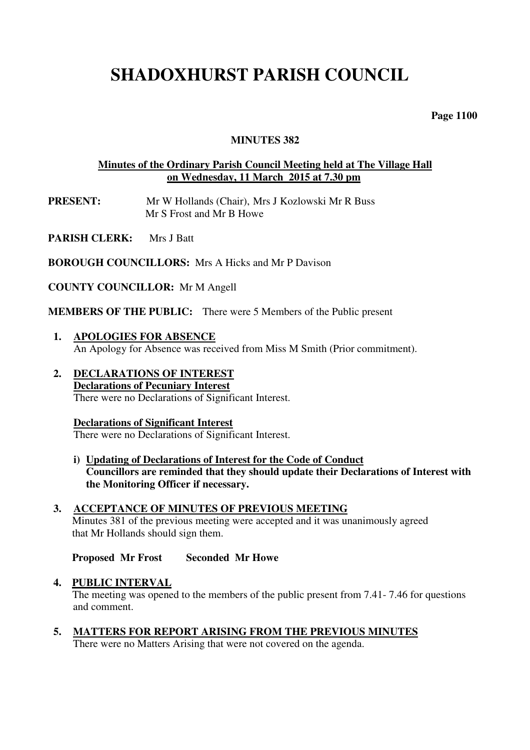# SHADOXHURST PARISH COUNCIL

**Page 1100**

**MINUTES 382**

**Minutes of the Ordinary Parish Council Meeting held at The Village Hall on Wednesday, 11 March 2015 at 7.30 pm**

**PRESENT:** Mr W Hollands (Chair), Mrs J Kozlowski Mr R Buss Mr S Frost and Mr B Howe

**PARISH CLERK:** Mrs J Batt

**BOROUGH COUNCILLORS:** Mrs A Hicks and Mr P Davison

**COUNTY COUNCILLOR:** Mr M Angell

**MEMBERS OF THE PUBLIC:** There were 5 Members of the Public present

1. **APOLOGIES FOR ABSENCE**
   An Apology for Absence was received from Miss M Smith (Prior commitment).

2. **DECLARATIONS OF INTEREST**
   **Declarations of Pecuniary Interest**
   There were no Declarations of Significant Interest.

   **Declarations of Significant Interest**
   There were no Declarations of Significant Interest.

   i) **Updating of Declarations of Interest for the Code of Conduct**
      **Councillors are reminded that they should update their Declarations of Interest with the Monitoring Officer if necessary.**

3. **ACCEPTANCE OF MINUTES OF PREVIOUS MEETING**
   Minutes 381 of the previous meeting were accepted and it was unanimously agreed that Mr Hollands should sign them.

   **Proposed Mr Frost Seconded Mr Howe**

4. **PUBLIC INTERVAL**
   The meeting was opened to the members of the public present from 7.41- 7.46 for questions and comment.

5. **MATTERS FOR REPORT ARISING FROM THE PREVIOUS MINUTES**
   There were no Matters Arising that were not covered on the agenda.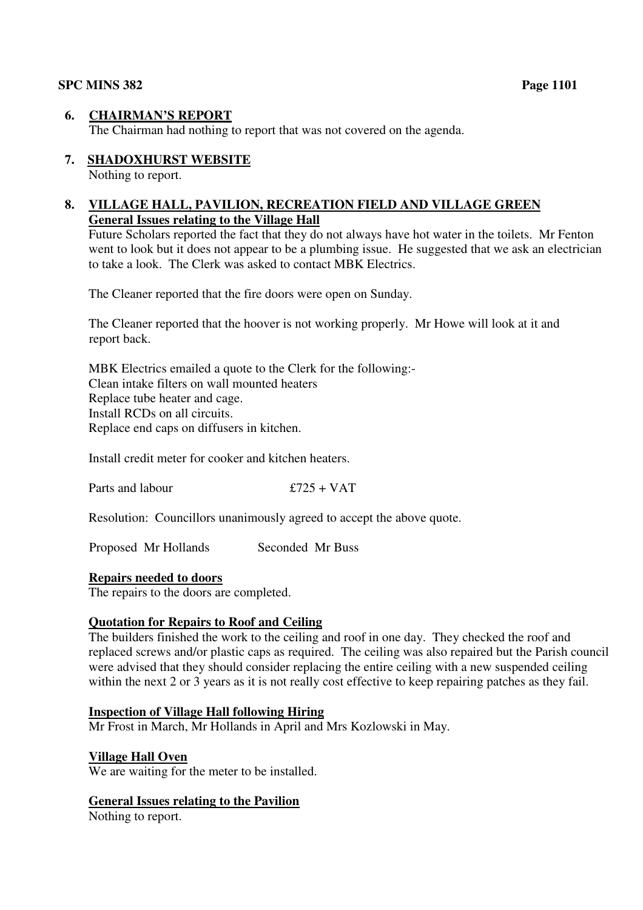## 6. CHAIRMAN'S REPORT

The Chairman had nothing to report that was not covered on the agenda.

## 7. SHADOXHURST WEBSITE

Nothing to report.

## 8. VILLAGE HALL, PAVILION, RECREATION FIELD AND VILLAGE GREEN

**General Issues relating to the Village Hall**

Future Scholars reported the fact that they do not always have hot water in the toilets. Mr Fenton went to look but it does not appear to be a plumbing issue. He suggested that we ask an electrician to take a look. The Clerk was asked to contact MBK Electrics.

The Cleaner reported that the fire doors were open on Sunday.

The Cleaner reported that the hoover is not working properly. Mr Howe will look at it and report back.

MBK Electrics emailed a quote to the Clerk for the following:-
Clean intake filters on wall mounted heaters
Replace tube heater and cage.
Install RCDs on all circuits.
Replace end caps on diffusers in kitchen.

Install credit meter for cooker and kitchen heaters.

Parts and labour £725 + VAT

Resolution: Councillors unanimously agreed to accept the above quote.

Proposed Mr Hollands Seconded Mr Buss

**Repairs needed to doors**

The repairs to the doors are completed.

**Quotation for Repairs to Roof and Ceiling**

The builders finished the work to the ceiling and roof in one day. They checked the roof and replaced screws and/or plastic caps as required. The ceiling was also repaired but the Parish council were advised that they should consider replacing the entire ceiling with a new suspended ceiling within the next 2 or 3 years as it is not really cost effective to keep repairing patches as they fail.

**Inspection of Village Hall following Hiring**

Mr Frost in March, Mr Hollands in April and Mrs Kozlowski in May.

**Village Hall Oven**

We are waiting for the meter to be installed.

**General Issues relating to the Pavilion**

Nothing to report.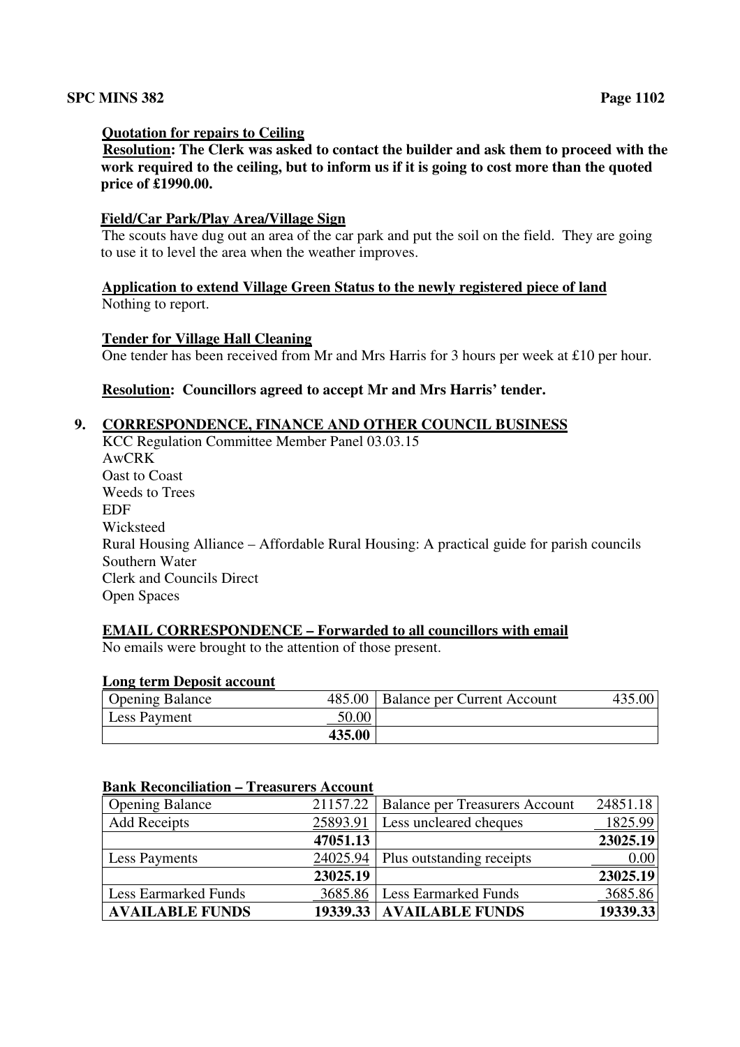**Quotation for repairs to Ceiling**

**Resolution: The Clerk was asked to contact the builder and ask them to proceed with the work required to the ceiling, but to inform us if it is going to cost more than the quoted price of £1990.00.**

**Field/Car Park/Play Area/Village Sign**

The scouts have dug out an area of the car park and put the soil on the field. They are going to use it to level the area when the weather improves.

**Application to extend Village Green Status to the newly registered piece of land**

Nothing to report.

**Tender for Village Hall Cleaning**

One tender has been received from Mr and Mrs Harris for 3 hours per week at £10 per hour.

**Resolution: Councillors agreed to accept Mr and Mrs Harris' tender.**

## 9. CORRESPONDENCE, FINANCE AND OTHER COUNCIL BUSINESS

KCC Regulation Committee Member Panel 03.03.15
AwCRK
Oast to Coast
Weeds to Trees
EDF
Wicksteed
Rural Housing Alliance – Affordable Rural Housing: A practical guide for parish councils
Southern Water
Clerk and Councils Direct
Open Spaces

**EMAIL CORRESPONDENCE – Forwarded to all councillors with email**

No emails were brought to the attention of those present.

**Long term Deposit account**

| | | | |
|---|---|---|---|
| Opening Balance | 485.00 | Balance per Current Account | 435.00 |
| Less Payment | 50.00 | | |
| | **435.00** | | |

**Bank Reconciliation – Treasurers Account**

| | | | |
|---|---|---|---|
| Opening Balance | 21157.22 | Balance per Treasurers Account | 24851.18 |
| Add Receipts | 25893.91 | Less uncleared cheques | 1825.99 |
| | **47051.13** | | **23025.19** |
| Less Payments | 24025.94 | Plus outstanding receipts | 0.00 |
| | **23025.19** | | **23025.19** |
| Less Earmarked Funds | 3685.86 | Less Earmarked Funds | 3685.86 |
| **AVAILABLE FUNDS** | **19339.33** | **AVAILABLE FUNDS** | **19339.33** |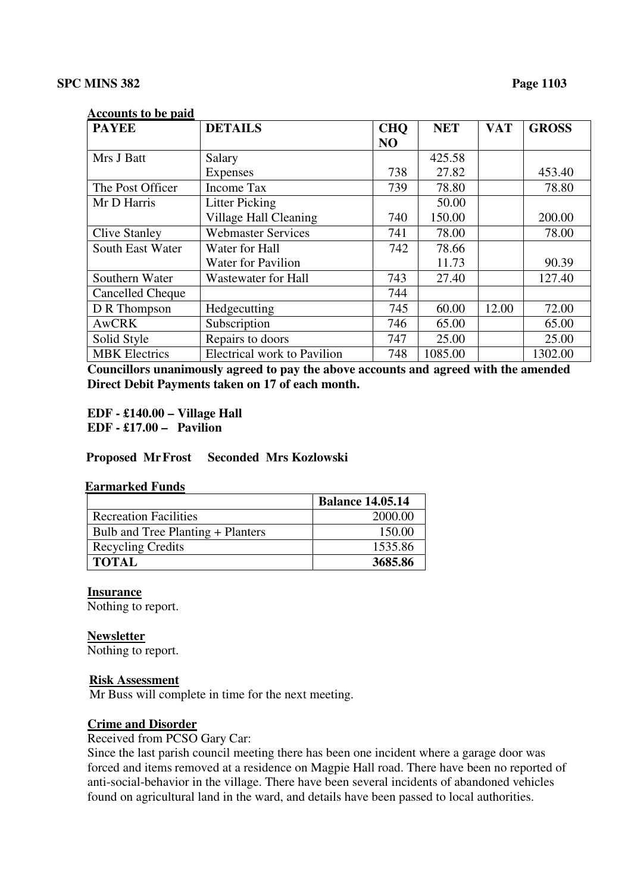**Accounts to be paid**

| PAYEE | DETAILS | CHQ NO | NET | VAT | GROSS |
|---|---|---|---|---|---|
| Mrs J Batt | Salary | | 425.58 | | |
| | Expenses | 738 | 27.82 | | 453.40 |
| The Post Officer | Income Tax | 739 | 78.80 | | 78.80 |
| Mr D Harris | Litter Picking | | 50.00 | | |
| | Village Hall Cleaning | 740 | 150.00 | | 200.00 |
| Clive Stanley | Webmaster Services | 741 | 78.00 | | 78.00 |
| South East Water | Water for Hall | 742 | 78.66 | | |
| | Water for Pavilion | | 11.73 | | 90.39 |
| Southern Water | Wastewater for Hall | 743 | 27.40 | | 127.40 |
| Cancelled Cheque | | 744 | | | |
| D R Thompson | Hedgecutting | 745 | 60.00 | 12.00 | 72.00 |
| AwCRK | Subscription | 746 | 65.00 | | 65.00 |
| Solid Style | Repairs to doors | 747 | 25.00 | | 25.00 |
| MBK Electrics | Electrical work to Pavilion | 748 | 1085.00 | | 1302.00 |

**Councillors unanimously agreed to pay the above accounts and agreed with the amended Direct Debit Payments taken on 17 of each month.**

**EDF - £140.00 – Village Hall**
**EDF - £17.00 – Pavilion**

**Proposed Mr Frost Seconded Mrs Kozlowski**

**Earmarked Funds**

| | Balance 14.05.14 |
|---|---|
| Recreation Facilities | 2000.00 |
| Bulb and Tree Planting + Planters | 150.00 |
| Recycling Credits | 1535.86 |
| **TOTAL** | **3685.86** |

**Insurance**

Nothing to report.

**Newsletter**

Nothing to report.

**Risk Assessment**

Mr Buss will complete in time for the next meeting.

**Crime and Disorder**

Received from PCSO Gary Car:

Since the last parish council meeting there has been one incident where a garage door was forced and items removed at a residence on Magpie Hall road. There have been no reported of anti-social-behavior in the village. There have been several incidents of abandoned vehicles found on agricultural land in the ward, and details have been passed to local authorities.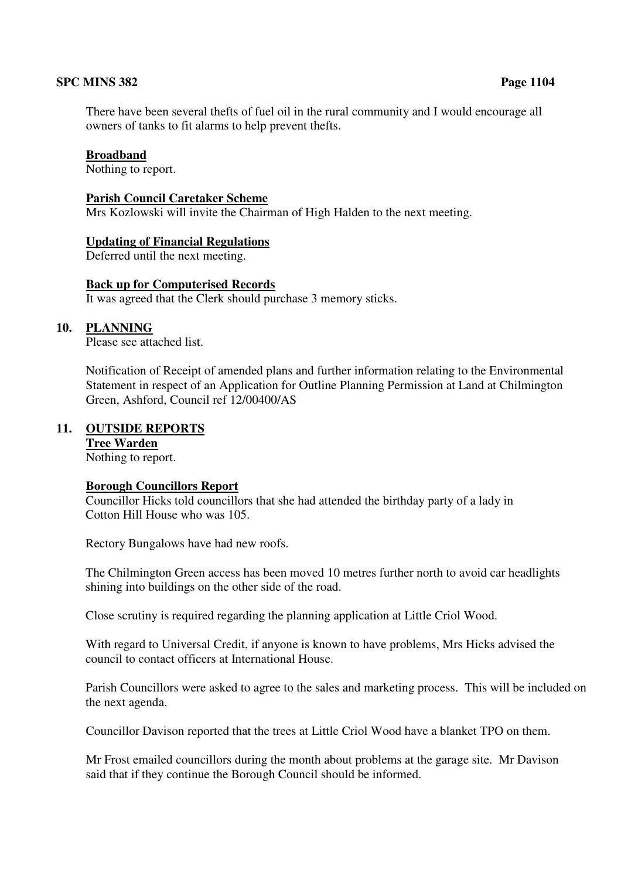There have been several thefts of fuel oil in the rural community and I would encourage all owners of tanks to fit alarms to help prevent thefts.

**Broadband**
Nothing to report.

**Parish Council Caretaker Scheme**
Mrs Kozlowski will invite the Chairman of High Halden to the next meeting.

**Updating of Financial Regulations**
Deferred until the next meeting.

**Back up for Computerised Records**
It was agreed that the Clerk should purchase 3 memory sticks.

## 10. PLANNING

Please see attached list.

Notification of Receipt of amended plans and further information relating to the Environmental Statement in respect of an Application for Outline Planning Permission at Land at Chilmington Green, Ashford, Council ref 12/00400/AS

## 11. OUTSIDE REPORTS

**Tree Warden**
Nothing to report.

**Borough Councillors Report**
Councillor Hicks told councillors that she had attended the birthday party of a lady in Cotton Hill House who was 105.

Rectory Bungalows have had new roofs.

The Chilmington Green access has been moved 10 metres further north to avoid car headlights shining into buildings on the other side of the road.

Close scrutiny is required regarding the planning application at Little Criol Wood.

With regard to Universal Credit, if anyone is known to have problems, Mrs Hicks advised the council to contact officers at International House.

Parish Councillors were asked to agree to the sales and marketing process. This will be included on the next agenda.

Councillor Davison reported that the trees at Little Criol Wood have a blanket TPO on them.

Mr Frost emailed councillors during the month about problems at the garage site. Mr Davison said that if they continue the Borough Council should be informed.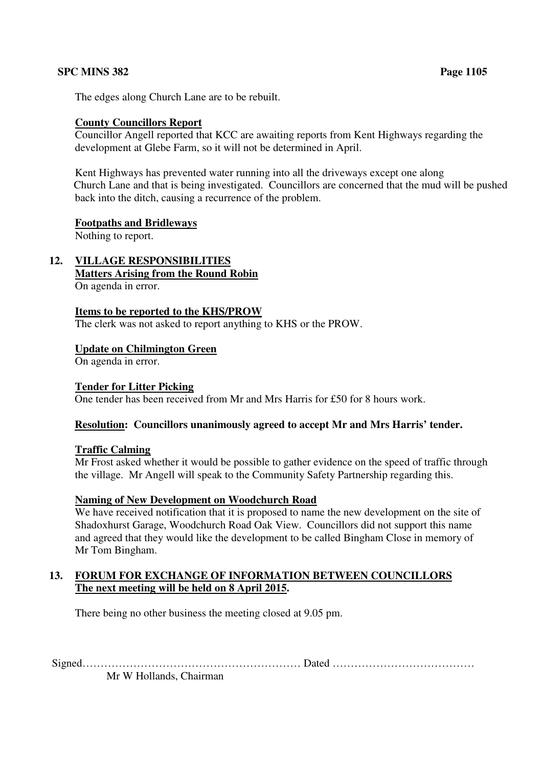The edges along Church Lane are to be rebuilt.

**County Councillors Report**

Councillor Angell reported that KCC are awaiting reports from Kent Highways regarding the development at Glebe Farm, so it will not be determined in April.

Kent Highways has prevented water running into all the driveways except one along Church Lane and that is being investigated. Councillors are concerned that the mud will be pushed back into the ditch, causing a recurrence of the problem.

**Footpaths and Bridleways**

Nothing to report.

## 12. VILLAGE RESPONSIBILITIES

**Matters Arising from the Round Robin**

On agenda in error.

**Items to be reported to the KHS/PROW**

The clerk was not asked to report anything to KHS or the PROW.

**Update on Chilmington Green**

On agenda in error.

**Tender for Litter Picking**

One tender has been received from Mr and Mrs Harris for £50 for 8 hours work.

**Resolution: Councillors unanimously agreed to accept Mr and Mrs Harris' tender.**

**Traffic Calming**

Mr Frost asked whether it would be possible to gather evidence on the speed of traffic through the village. Mr Angell will speak to the Community Safety Partnership regarding this.

**Naming of New Development on Woodchurch Road**

We have received notification that it is proposed to name the new development on the site of Shadoxhurst Garage, Woodchurch Road Oak View. Councillors did not support this name and agreed that they would like the development to be called Bingham Close in memory of Mr Tom Bingham.

## 13. FORUM FOR EXCHANGE OF INFORMATION BETWEEN COUNCILLORS

**The next meeting will be held on 8 April 2015.**

There being no other business the meeting closed at 9.05 pm.

Signed…………………………………………………… Dated …………………………………

Mr W Hollands, Chairman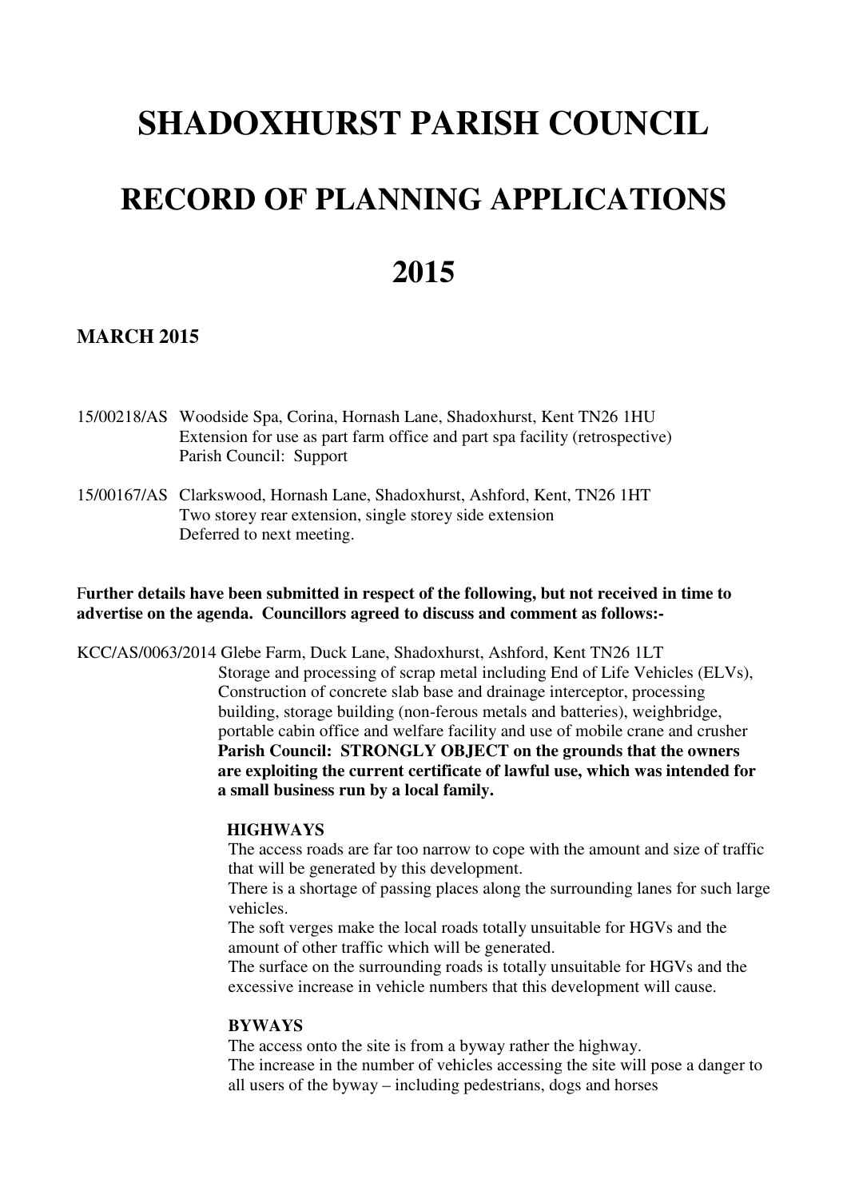# SHADOXHURST PARISH COUNCIL

# RECORD OF PLANNING APPLICATIONS

# 2015

## MARCH 2015

15/00218/AS Woodside Spa, Corina, Hornash Lane, Shadoxhurst, Kent TN26 1HU
Extension for use as part farm office and part spa facility (retrospective)
Parish Council: Support

15/00167/AS Clarkswood, Hornash Lane, Shadoxhurst, Ashford, Kent, TN26 1HT
Two storey rear extension, single storey side extension
Deferred to next meeting.

**Further details have been submitted in respect of the following, but not received in time to advertise on the agenda. Councillors agreed to discuss and comment as follows:-**

KCC/AS/0063/2014 Glebe Farm, Duck Lane, Shadoxhurst, Ashford, Kent TN26 1LT
Storage and processing of scrap metal including End of Life Vehicles (ELVs), Construction of concrete slab base and drainage interceptor, processing building, storage building (non-ferous metals and batteries), weighbridge, portable cabin office and welfare facility and use of mobile crane and crusher
**Parish Council: STRONGLY OBJECT on the grounds that the owners are exploiting the current certificate of lawful use, which was intended for a small business run by a local family.**

**HIGHWAYS**

The access roads are far too narrow to cope with the amount and size of traffic that will be generated by this development.
There is a shortage of passing places along the surrounding lanes for such large vehicles.
The soft verges make the local roads totally unsuitable for HGVs and the amount of other traffic which will be generated.
The surface on the surrounding roads is totally unsuitable for HGVs and the excessive increase in vehicle numbers that this development will cause.

**BYWAYS**

The access onto the site is from a byway rather the highway.
The increase in the number of vehicles accessing the site will pose a danger to all users of the byway – including pedestrians, dogs and horses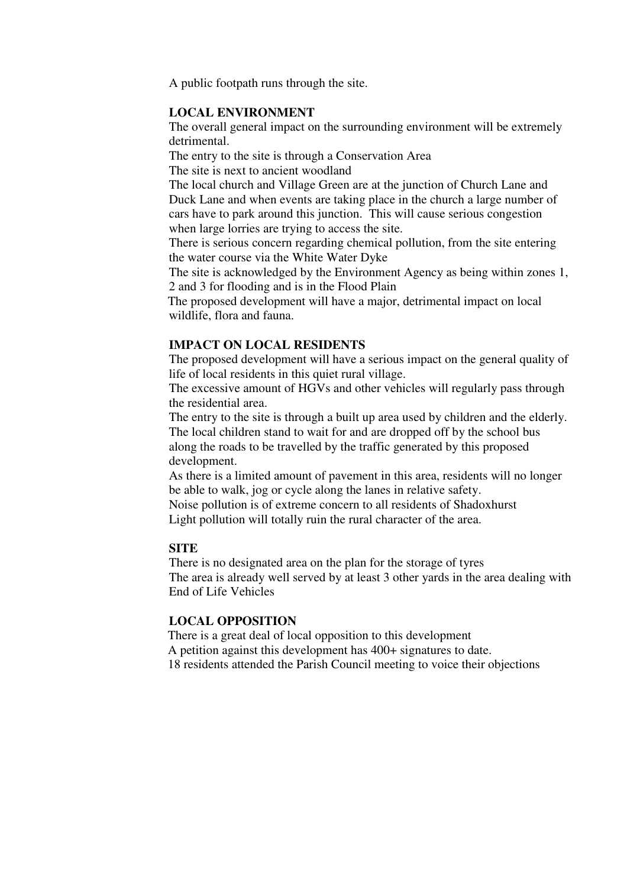A public footpath runs through the site.

**LOCAL ENVIRONMENT**

The overall general impact on the surrounding environment will be extremely detrimental.

The entry to the site is through a Conservation Area

The site is next to ancient woodland

The local church and Village Green are at the junction of Church Lane and Duck Lane and when events are taking place in the church a large number of cars have to park around this junction. This will cause serious congestion when large lorries are trying to access the site.

There is serious concern regarding chemical pollution, from the site entering the water course via the White Water Dyke

The site is acknowledged by the Environment Agency as being within zones 1, 2 and 3 for flooding and is in the Flood Plain

The proposed development will have a major, detrimental impact on local wildlife, flora and fauna.

**IMPACT ON LOCAL RESIDENTS**

The proposed development will have a serious impact on the general quality of life of local residents in this quiet rural village.

The excessive amount of HGVs and other vehicles will regularly pass through the residential area.

The entry to the site is through a built up area used by children and the elderly.

The local children stand to wait for and are dropped off by the school bus along the roads to be travelled by the traffic generated by this proposed development.

As there is a limited amount of pavement in this area, residents will no longer be able to walk, jog or cycle along the lanes in relative safety.

Noise pollution is of extreme concern to all residents of Shadoxhurst

Light pollution will totally ruin the rural character of the area.

**SITE**

There is no designated area on the plan for the storage of tyres

The area is already well served by at least 3 other yards in the area dealing with End of Life Vehicles

**LOCAL OPPOSITION**

There is a great deal of local opposition to this development

A petition against this development has 400+ signatures to date.

18 residents attended the Parish Council meeting to voice their objections